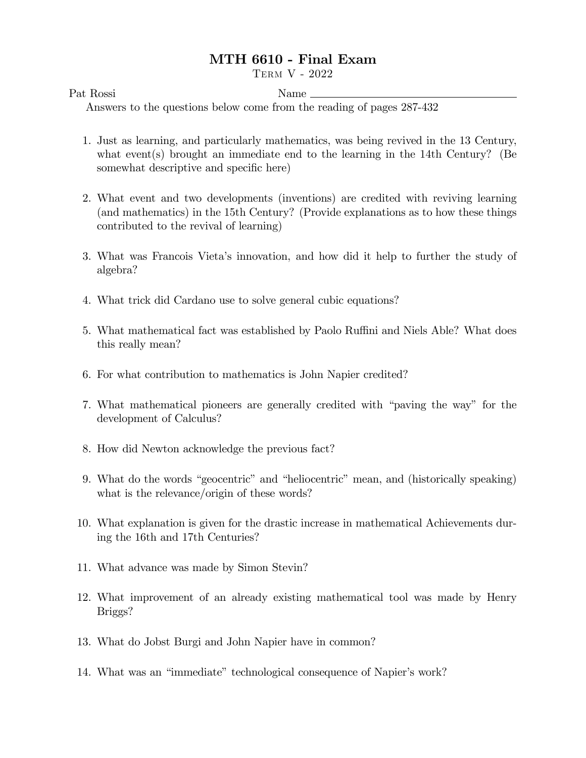# MTH 6610 - Final Exam

Term V - 2022

Pat Rossi

Name ______________________________

Answers to the questions below come from the reading of pages 287-432

1. Just as learning, and particularly mathematics, was being revived in the 13 Century, what event(s) brought an immediate end to the learning in the 14th Century? (Be somewhat descriptive and specific here)

2. What event and two developments (inventions) are credited with reviving learning (and mathematics) in the 15th Century? (Provide explanations as to how these things contributed to the revival of learning)

3. What was Francois Vieta's innovation, and how did it help to further the study of algebra?

4. What trick did Cardano use to solve general cubic equations?

5. What mathematical fact was established by Paolo Ruffini and Niels Able? What does this really mean?

6. For what contribution to mathematics is John Napier credited?

7. What mathematical pioneers are generally credited with "paving the way" for the development of Calculus?

8. How did Newton acknowledge the previous fact?

9. What do the words "geocentric" and "heliocentric" mean, and (historically speaking) what is the relevance/origin of these words?

10. What explanation is given for the drastic increase in mathematical Achievements during the 16th and 17th Centuries?

11. What advance was made by Simon Stevin?

12. What improvement of an already existing mathematical tool was made by Henry Briggs?

13. What do Jobst Burgi and John Napier have in common?

14. What was an "immediate" technological consequence of Napier's work?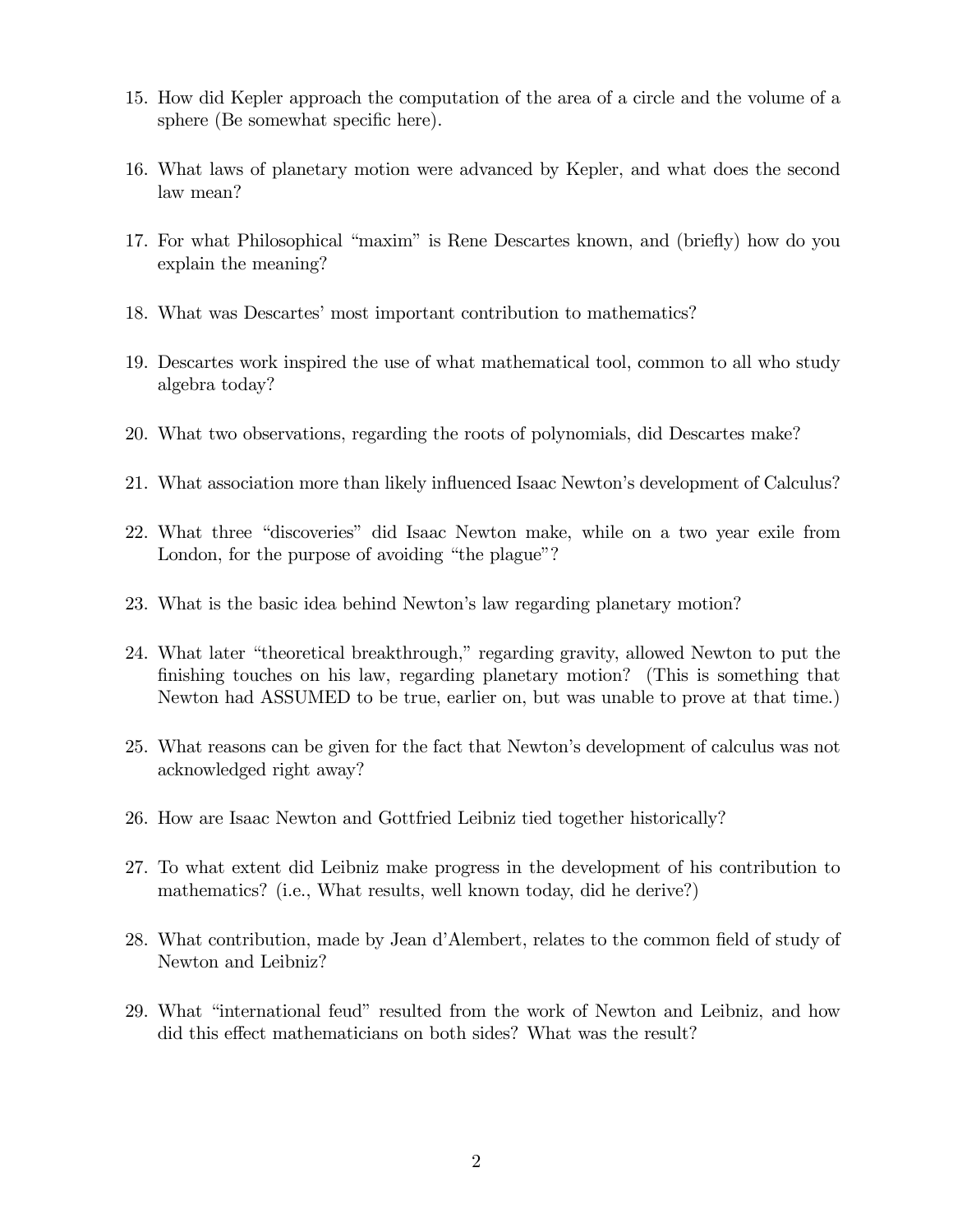15. How did Kepler approach the computation of the area of a circle and the volume of a sphere (Be somewhat specific here).

16. What laws of planetary motion were advanced by Kepler, and what does the second law mean?

17. For what Philosophical "maxim" is Rene Descartes known, and (briefly) how do you explain the meaning?

18. What was Descartes' most important contribution to mathematics?

19. Descartes work inspired the use of what mathematical tool, common to all who study algebra today?

20. What two observations, regarding the roots of polynomials, did Descartes make?

21. What association more than likely influenced Isaac Newton's development of Calculus?

22. What three "discoveries" did Isaac Newton make, while on a two year exile from London, for the purpose of avoiding "the plague"?

23. What is the basic idea behind Newton's law regarding planetary motion?

24. What later "theoretical breakthrough," regarding gravity, allowed Newton to put the finishing touches on his law, regarding planetary motion? (This is something that Newton had ASSUMED to be true, earlier on, but was unable to prove at that time.)

25. What reasons can be given for the fact that Newton's development of calculus was not acknowledged right away?

26. How are Isaac Newton and Gottfried Leibniz tied together historically?

27. To what extent did Leibniz make progress in the development of his contribution to mathematics? (i.e., What results, well known today, did he derive?)

28. What contribution, made by Jean d'Alembert, relates to the common field of study of Newton and Leibniz?

29. What "international feud" resulted from the work of Newton and Leibniz, and how did this effect mathematicians on both sides? What was the result?